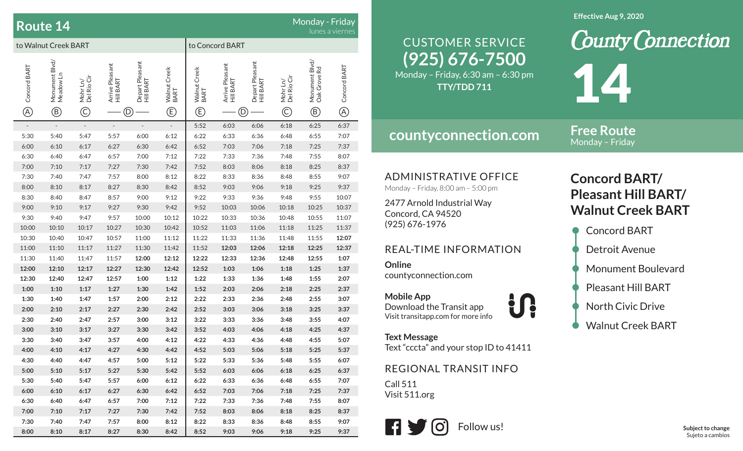# Route 14

Monday - Friday
lunes a viernes

| to Walnut Creek BART | | | | | | to Concord BART | | | | | |
|---|---|---|---|---|---|---|---|---|---|---|---|
| Concord BART (A) | Monument Blvd/ Meadow Ln (B) | Mohr Ln/ Del Rio Cir (C) | Arrive Pleasant Hill BART (D) | Depart Pleasant Hill BART (D) | Walnut Creek BART (E) | Walnut Creek BART (E) | Arrive Pleasant Hill BART (D) | Depart Pleasant Hill BART (D) | Mohr Ln/ Del Rio Cir (C) | Monument Blvd/ Oak Grove Rd (B) | Concord BART (A) |
| - | - | - | - | - | - | 5:52 | 6:03 | 6:06 | 6:18 | 6:25 | 6:37 |
| 5:30 | 5:40 | 5:47 | 5:57 | 6:00 | 6:12 | 6:22 | 6:33 | 6:36 | 6:48 | 6:55 | 7:07 |
| 6:00 | 6:10 | 6:17 | 6:27 | 6:30 | 6:42 | 6:52 | 7:03 | 7:06 | 7:18 | 7:25 | 7:37 |
| 6:30 | 6:40 | 6:47 | 6:57 | 7:00 | 7:12 | 7:22 | 7:33 | 7:36 | 7:48 | 7:55 | 8:07 |
| 7:00 | 7:10 | 7:17 | 7:27 | 7:30 | 7:42 | 7:52 | 8:03 | 8:06 | 8:18 | 8:25 | 8:37 |
| 7:30 | 7:40 | 7:47 | 7:57 | 8:00 | 8:12 | 8:22 | 8:33 | 8:36 | 8:48 | 8:55 | 9:07 |
| 8:00 | 8:10 | 8:17 | 8:27 | 8:30 | 8:42 | 8:52 | 9:03 | 9:06 | 9:18 | 9:25 | 9:37 |
| 8:30 | 8:40 | 8:47 | 8:57 | 9:00 | 9:12 | 9:22 | 9:33 | 9:36 | 9:48 | 9:55 | 10:07 |
| 9:00 | 9:10 | 9:17 | 9:27 | 9:30 | 9:42 | 9:52 | 10:03 | 10:06 | 10:18 | 10:25 | 10:37 |
| 9:30 | 9:40 | 9:47 | 9:57 | 10:00 | 10:12 | 10:22 | 10:33 | 10:36 | 10:48 | 10:55 | 11:07 |
| 10:00 | 10:10 | 10:17 | 10:27 | 10:30 | 10:42 | 10:52 | 11:03 | 11:06 | 11:18 | 11:25 | 11:37 |
| 10:30 | 10:40 | 10:47 | 10:57 | 11:00 | 11:12 | 11:22 | 11:33 | 11:36 | 11:48 | 11:55 | **12:07** |
| 11:00 | 11:10 | 11:17 | 11:27 | 11:30 | 11:42 | 11:52 | **12:03** | **12:06** | **12:18** | **12:25** | **12:37** |
| 11:30 | 11:40 | 11:47 | 11:57 | **12:00** | **12:12** | **12:22** | **12:33** | **12:36** | **12:48** | **12:55** | **1:07** |
| **12:00** | **12:10** | **12:17** | **12:27** | **12:30** | **12:42** | **12:52** | **1:03** | **1:06** | **1:18** | **1:25** | **1:37** |
| **12:30** | **12:40** | **12:47** | **12:57** | **1:00** | **1:12** | **1:22** | **1:33** | **1:36** | **1:48** | **1:55** | **2:07** |
| **1:00** | **1:10** | **1:17** | **1:27** | **1:30** | **1:42** | **1:52** | **2:03** | **2:06** | **2:18** | **2:25** | **2:37** |
| **1:30** | **1:40** | **1:47** | **1:57** | **2:00** | **2:12** | **2:22** | **2:33** | **2:36** | **2:48** | **2:55** | **3:07** |
| **2:00** | **2:10** | **2:17** | **2:27** | **2:30** | **2:42** | **2:52** | **3:03** | **3:06** | **3:18** | **3:25** | **3:37** |
| **2:30** | **2:40** | **2:47** | **2:57** | **3:00** | **3:12** | **3:22** | **3:33** | **3:36** | **3:48** | **3:55** | **4:07** |
| **3:00** | **3:10** | **3:17** | **3:27** | **3:30** | **3:42** | **3:52** | **4:03** | **4:06** | **4:18** | **4:25** | **4:37** |
| **3:30** | **3:40** | **3:47** | **3:57** | **4:00** | **4:12** | **4:22** | **4:33** | **4:36** | **4:48** | **4:55** | **5:07** |
| **4:00** | **4:10** | **4:17** | **4:27** | **4:30** | **4:42** | **4:52** | **5:03** | **5:06** | **5:18** | **5:25** | **5:37** |
| **4:30** | **4:40** | **4:47** | **4:57** | **5:00** | **5:12** | **5:22** | **5:33** | **5:36** | **5:48** | **5:55** | **6:07** |
| **5:00** | **5:10** | **5:17** | **5:27** | **5:30** | **5:42** | **5:52** | **6:03** | **6:06** | **6:18** | **6:25** | **6:37** |
| **5:30** | **5:40** | **5:47** | **5:57** | **6:00** | **6:12** | **6:22** | **6:33** | **6:36** | **6:48** | **6:55** | **7:07** |
| **6:00** | **6:10** | **6:17** | **6:27** | **6:30** | **6:42** | **6:52** | **7:03** | **7:06** | **7:18** | **7:25** | **7:37** |
| **6:30** | **6:40** | **6:47** | **6:57** | **7:00** | **7:12** | **7:22** | **7:33** | **7:36** | **7:48** | **7:55** | **8:07** |
| **7:00** | **7:10** | **7:17** | **7:27** | **7:30** | **7:42** | **7:52** | **8:03** | **8:06** | **8:18** | **8:25** | **8:37** |
| **7:30** | **7:40** | **7:47** | **7:57** | **8:00** | **8:12** | **8:22** | **8:33** | **8:36** | **8:48** | **8:55** | **9:07** |
| **8:00** | **8:10** | **8:17** | **8:27** | **8:30** | **8:42** | **8:52** | **9:03** | **9:06** | **9:18** | **9:25** | **9:37** |

## CUSTOMER SERVICE

**(925) 676-7500**

Monday – Friday, 6:30 am – 6:30 pm

**TTY/TDD 711**

**countyconnection.com**

## ADMINISTRATIVE OFFICE

Monday – Friday, 8:00 am – 5:00 pm

2477 Arnold Industrial Way
Concord, CA 94520
(925) 676-1976

## REAL-TIME INFORMATION

**Online**
countyconnection.com

**Mobile App**
Download the Transit app
Visit transitapp.com for more info

**Text Message**
Text "cccta" and your stop ID to 41411

## REGIONAL TRANSIT INFO

Call 511
Visit 511.org

Follow us!

**Effective Aug 9, 2020**

# County Connection

# 14

**Free Route**
Monday – Friday

## Concord BART/ Pleasant Hill BART/ Walnut Creek BART

- Concord BART
- Detroit Avenue
- Monument Boulevard
- Pleasant Hill BART
- North Civic Drive
- Walnut Creek BART

**Subject to change**
Sujeto a cambios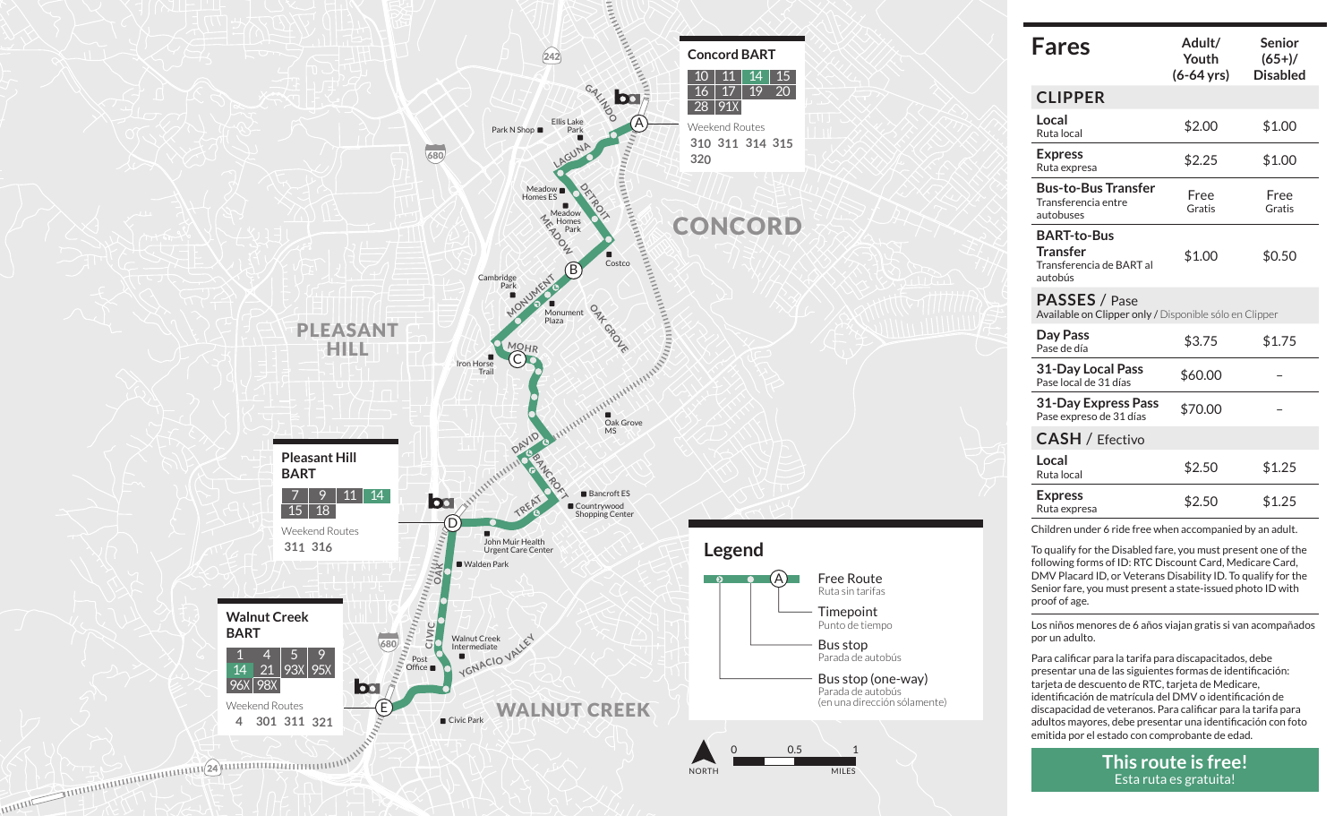## Concord BART

10 11 14 15
16 17 19 20
28 91X

Weekend Routes

310 311 314 315
320

## Pleasant Hill BART

7 9 11 14
15 18

Weekend Routes

311 316

## Walnut Creek BART

1 4 5 9
14 21 93X 95X
96X 98X

Weekend Routes

4 301 311 321

## Legend

- Free Route / Ruta sin tarifas
- Timepoint / Punto de tiempo
- Bus stop / Parada de autobús
- Bus stop (one-way) / Parada de autobús (en una dirección sólamente)

## Fares

| Fares | Adult/Youth (6-64 yrs) | Senior (65+)/Disabled |
|---|---|---|
| **CLIPPER** | | |
| **Local** Ruta local | $2.00 | $1.00 |
| **Express** Ruta expresa | $2.25 | $1.00 |
| **Bus-to-Bus Transfer** Transferencia entre autobuses | Free Gratis | Free Gratis |
| **BART-to-Bus Transfer** Transferencia de BART al autobús | $1.00 | $0.50 |
| **PASSES** / Pase — Available on Clipper only / Disponible sólo en Clipper | | |
| **Day Pass** Pase de día | $3.75 | $1.75 |
| **31-Day Local Pass** Pase local de 31 días | $60.00 | – |
| **31-Day Express Pass** Pase expreso de 31 días | $70.00 | – |
| **CASH** / Efectivo | | |
| **Local** Ruta local | $2.50 | $1.25 |
| **Express** Ruta expresa | $2.50 | $1.25 |

Children under 6 ride free when accompanied by an adult.

To qualify for the Disabled fare, you must present one of the following forms of ID: RTC Discount Card, Medicare Card, DMV Placard ID, or Veterans Disability ID. To qualify for the Senior fare, you must present a state-issued photo ID with proof of age.

Los niños menores de 6 años viajan gratis si van acompañados por un adulto.

Para calificar para la tarifa para discapacitados, debe presentar una de las siguientes formas de identificación: tarjeta de descuento de RTC, tarjeta de Medicare, identificación de matrícula del DMV o identificación de discapacidad de veteranos. Para calificar para la tarifa para adultos mayores, debe presentar una identificación con foto emitida por el estado con comprobante de edad.

**This route is free!**
Esta ruta es gratuita!